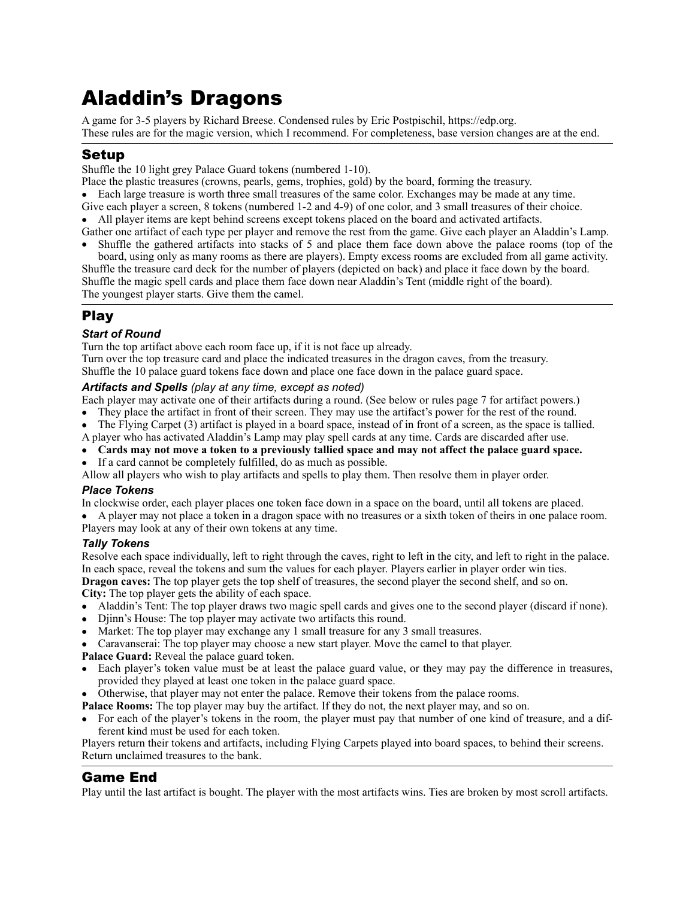# Aladdin's Dragons

A game for 3-5 players by Richard Breese. Condensed rules by Eric Postpischil, https://edp.org.
These rules are for the magic version, which I recommend. For completeness, base version changes are at the end.

## Setup

Shuffle the 10 light grey Palace Guard tokens (numbered 1-10).
Place the plastic treasures (crowns, pearls, gems, trophies, gold) by the board, forming the treasury.

- Each large treasure is worth three small treasures of the same color. Exchanges may be made at any time.

Give each player a screen, 8 tokens (numbered 1-2 and 4-9) of one color, and 3 small treasures of their choice.

- All player items are kept behind screens except tokens placed on the board and activated artifacts.

Gather one artifact of each type per player and remove the rest from the game. Give each player an Aladdin's Lamp.

- Shuffle the gathered artifacts into stacks of 5 and place them face down above the palace rooms (top of the board, using only as many rooms as there are players). Empty excess rooms are excluded from all game activity.

Shuffle the treasure card deck for the number of players (depicted on back) and place it face down by the board.
Shuffle the magic spell cards and place them face down near Aladdin's Tent (middle right of the board).
The youngest player starts. Give them the camel.

## Play

### *Start of Round*

Turn the top artifact above each room face up, if it is not face up already.
Turn over the top treasure card and place the indicated treasures in the dragon caves, from the treasury.
Shuffle the 10 palace guard tokens face down and place one face down in the palace guard space.

### *Artifacts and Spells (play at any time, except as noted)*

Each player may activate one of their artifacts during a round. (See below or rules page 7 for artifact powers.)

- They place the artifact in front of their screen. They may use the artifact's power for the rest of the round.
- The Flying Carpet (3) artifact is played in a board space, instead of in front of a screen, as the space is tallied.

A player who has activated Aladdin's Lamp may play spell cards at any time. Cards are discarded after use.

- **Cards may not move a token to a previously tallied space and may not affect the palace guard space.**
- If a card cannot be completely fulfilled, do as much as possible.

Allow all players who wish to play artifacts and spells to play them. Then resolve them in player order.

### *Place Tokens*

In clockwise order, each player places one token face down in a space on the board, until all tokens are placed.

- A player may not place a token in a dragon space with no treasures or a sixth token of theirs in one palace room.

Players may look at any of their own tokens at any time.

### *Tally Tokens*

Resolve each space individually, left to right through the caves, right to left in the city, and left to right in the palace.
In each space, reveal the tokens and sum the values for each player. Players earlier in player order win ties.
**Dragon caves:** The top player gets the top shelf of treasures, the second player the second shelf, and so on.
**City:** The top player gets the ability of each space.

- Aladdin's Tent: The top player draws two magic spell cards and gives one to the second player (discard if none).
- Djinn's House: The top player may activate two artifacts this round.
- Market: The top player may exchange any 1 small treasure for any 3 small treasures.
- Caravanserai: The top player may choose a new start player. Move the camel to that player.

**Palace Guard:** Reveal the palace guard token.

- Each player's token value must be at least the palace guard value, or they may pay the difference in treasures, provided they played at least one token in the palace guard space.
- Otherwise, that player may not enter the palace. Remove their tokens from the palace rooms.

**Palace Rooms:** The top player may buy the artifact. If they do not, the next player may, and so on.

- For each of the player's tokens in the room, the player must pay that number of one kind of treasure, and a different kind must be used for each token.

Players return their tokens and artifacts, including Flying Carpets played into board spaces, to behind their screens.
Return unclaimed treasures to the bank.

## Game End

Play until the last artifact is bought. The player with the most artifacts wins. Ties are broken by most scroll artifacts.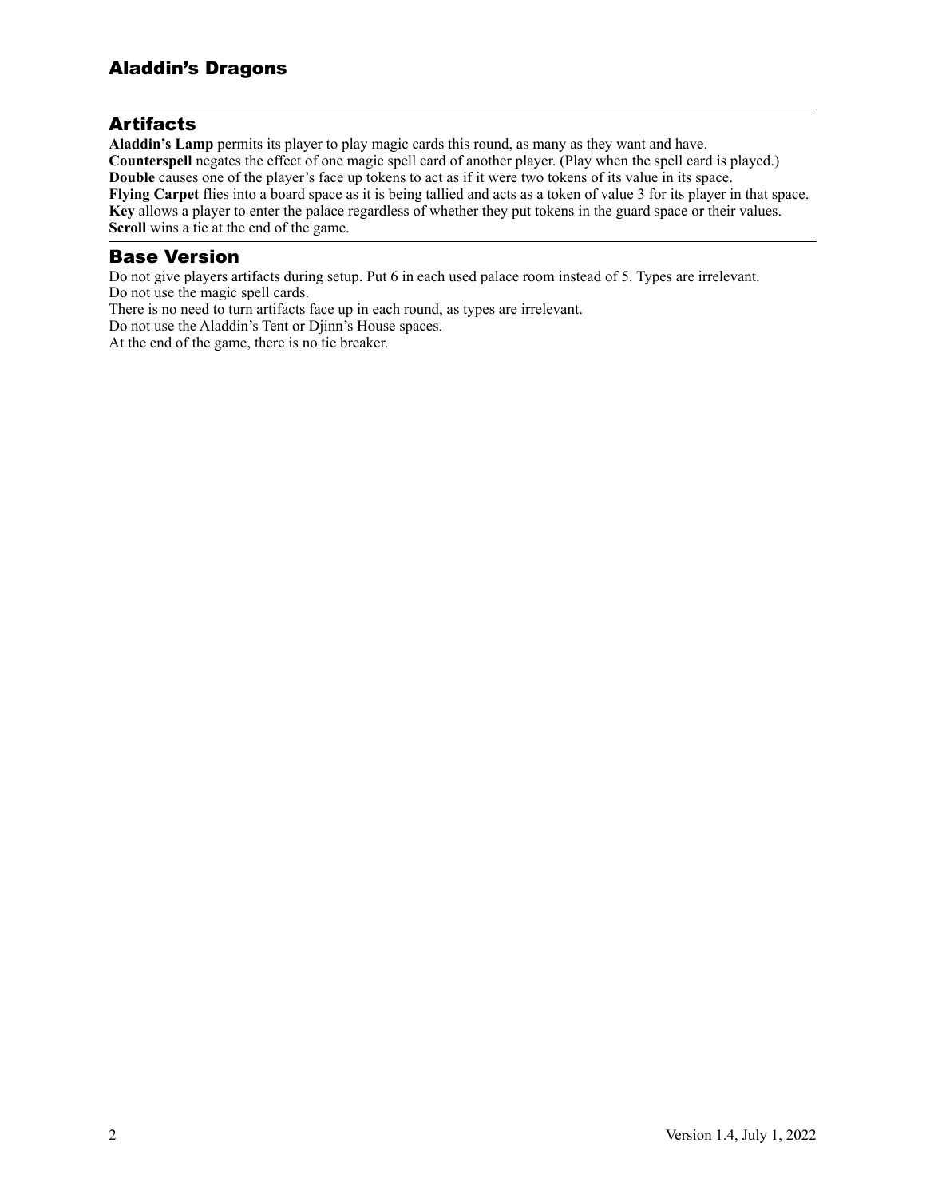## Artifacts

**Aladdin's Lamp** permits its player to play magic cards this round, as many as they want and have.
**Counterspell** negates the effect of one magic spell card of another player. (Play when the spell card is played.)
**Double** causes one of the player's face up tokens to act as if it were two tokens of its value in its space.
**Flying Carpet** flies into a board space as it is being tallied and acts as a token of value 3 for its player in that space.
**Key** allows a player to enter the palace regardless of whether they put tokens in the guard space or their values.
**Scroll** wins a tie at the end of the game.

## Base Version

Do not give players artifacts during setup. Put 6 in each used palace room instead of 5. Types are irrelevant.
Do not use the magic spell cards.
There is no need to turn artifacts face up in each round, as types are irrelevant.
Do not use the Aladdin's Tent or Djinn's House spaces.
At the end of the game, there is no tie breaker.